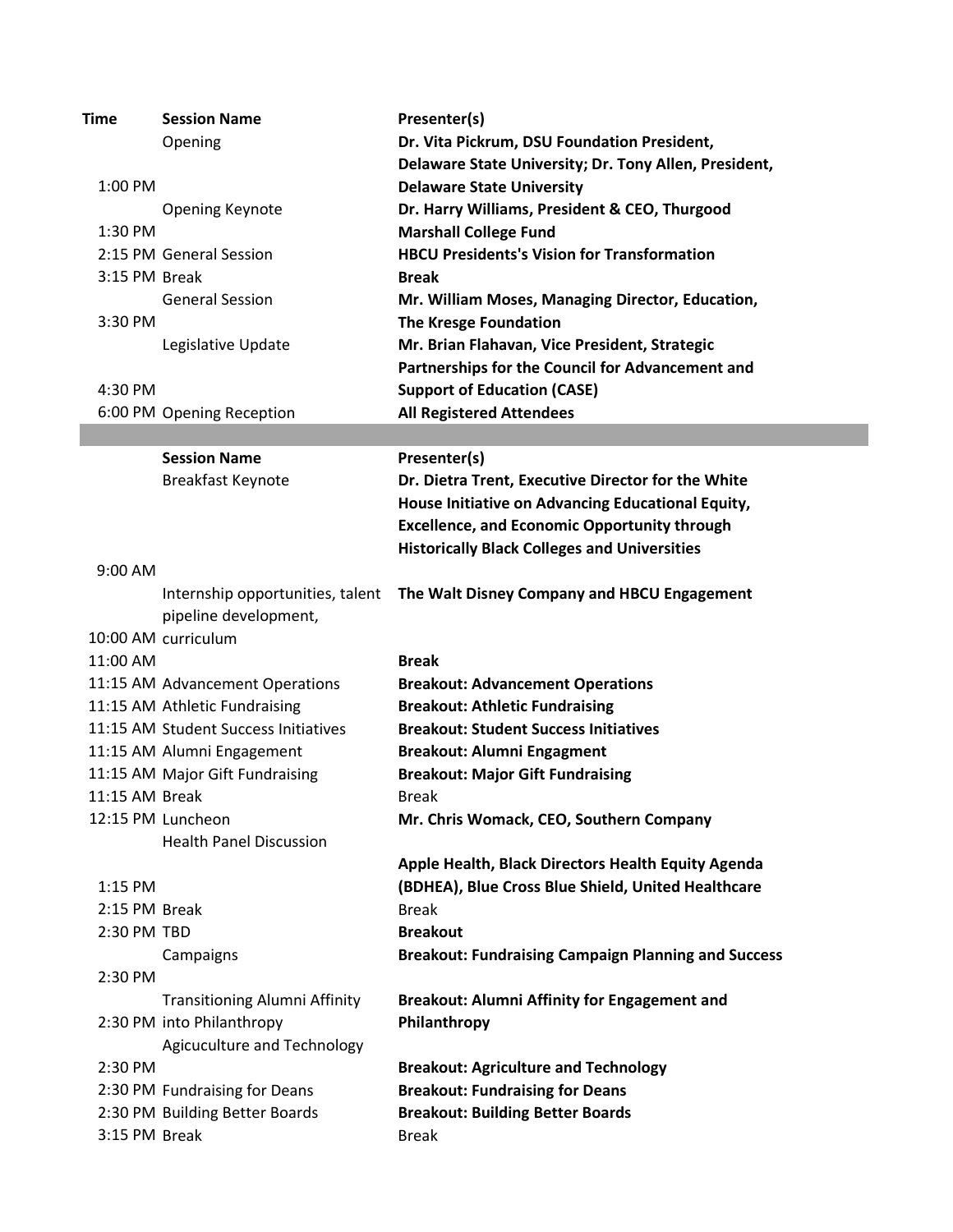| Time | Session Name | Presenter(s) |
|---|---|---|
| 1:00 PM | Opening | **Dr. Vita Pickrum, DSU Foundation President, Delaware State University; Dr. Tony Allen, President, Delaware State University** |
| 1:30 PM | Opening Keynote | **Dr. Harry Williams, President & CEO, Thurgood Marshall College Fund** |
| 2:15 PM | General Session | **HBCU Presidents's Vision for Transformation** |
| 3:15 PM | Break | **Break** |
| 3:30 PM | General Session | **Mr. William Moses, Managing Director, Education, The Kresge Foundation** |
| 4:30 PM | Legislative Update | **Mr. Brian Flahavan, Vice President, Strategic Partnerships for the Council for Advancement and Support of Education (CASE)** |
| 6:00 PM | Opening Reception | **All Registered Attendees** |

| | Session Name | Presenter(s) |
|---|---|---|
| 9:00 AM | Breakfast Keynote | **Dr. Dietra Trent, Executive Director for the White House Initiative on Advancing Educational Equity, Excellence, and Economic Opportunity through Historically Black Colleges and Universities** |
| 10:00 AM | Internship opportunities, talent pipeline development, curriculum | **The Walt Disney Company and HBCU Engagement** |
| 11:00 AM | | **Break** |
| 11:15 AM | Advancement Operations | **Breakout: Advancement Operations** |
| 11:15 AM | Athletic Fundraising | **Breakout: Athletic Fundraising** |
| 11:15 AM | Student Success Initiatives | **Breakout: Student Success Initiatives** |
| 11:15 AM | Alumni Engagement | **Breakout: Alumni Engagment** |
| 11:15 AM | Major Gift Fundraising | **Breakout: Major Gift Fundraising** |
| 11:15 AM | Break | Break |
| 12:15 PM | Luncheon | **Mr. Chris Womack, CEO, Southern Company** |
| 1:15 PM | Health Panel Discussion | **Apple Health, Black Directors Health Equity Agenda (BDHEA), Blue Cross Blue Shield, United Healthcare** |
| 2:15 PM | Break | Break |
| 2:30 PM | TBD | **Breakout** |
| 2:30 PM | Campaigns | **Breakout: Fundraising Campaign Planning and Success** |
| 2:30 PM | Transitioning Alumni Affinity into Philanthropy | **Breakout: Alumni Affinity for Engagement and Philanthropy** |
| 2:30 PM | Agicuculture and Technology | **Breakout: Agriculture and Technology** |
| 2:30 PM | Fundraising for Deans | **Breakout: Fundraising for Deans** |
| 2:30 PM | Building Better Boards | **Breakout: Building Better Boards** |
| 3:15 PM | Break | Break |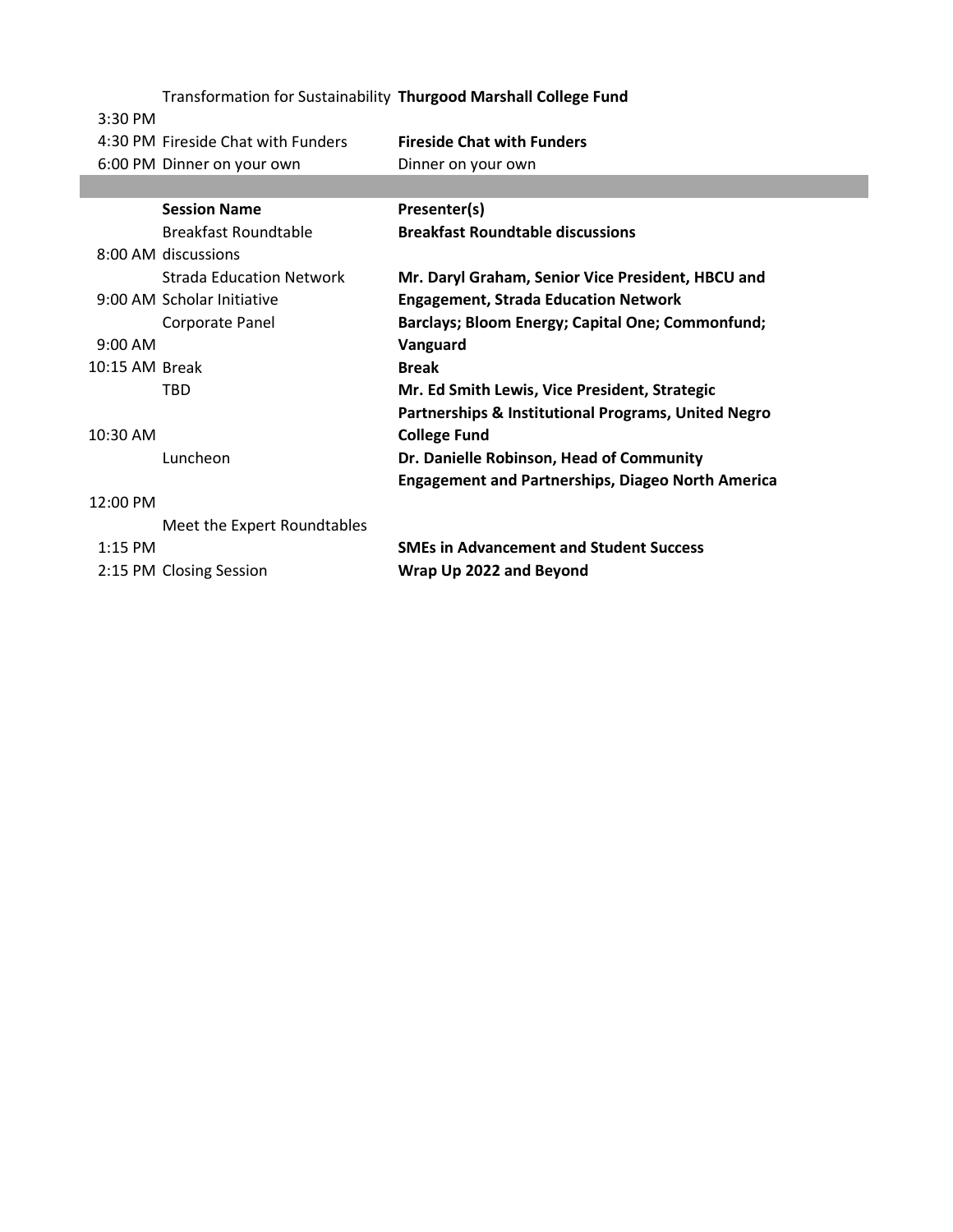| | | |
|---|---|---|
| 3:30 PM | Transformation for Sustainability | **Thurgood Marshall College Fund** |
| 4:30 PM | Fireside Chat with Funders | **Fireside Chat with Funders** |
| 6:00 PM | Dinner on your own | Dinner on your own |

| | **Session Name** | **Presenter(s)** |
|---|---|---|
| 8:00 AM | Breakfast Roundtable discussions | **Breakfast Roundtable discussions** |
| 9:00 AM | Strada Education Network Scholar Initiative | **Mr. Daryl Graham, Senior Vice President, HBCU and Engagement, Strada Education Network** |
| 9:00 AM | Corporate Panel | **Barclays; Bloom Energy; Capital One; Commonfund; Vanguard** |
| 10:15 AM | Break | **Break** |
| 10:30 AM | TBD | **Mr. Ed Smith Lewis, Vice President, Strategic Partnerships & Institutional Programs, United Negro College Fund** |
| 12:00 PM | Luncheon | **Dr. Danielle Robinson, Head of Community Engagement and Partnerships, Diageo North America** |
| 1:15 PM | Meet the Expert Roundtables | **SMEs in Advancement and Student Success** |
| 2:15 PM | Closing Session | **Wrap Up 2022 and Beyond** |